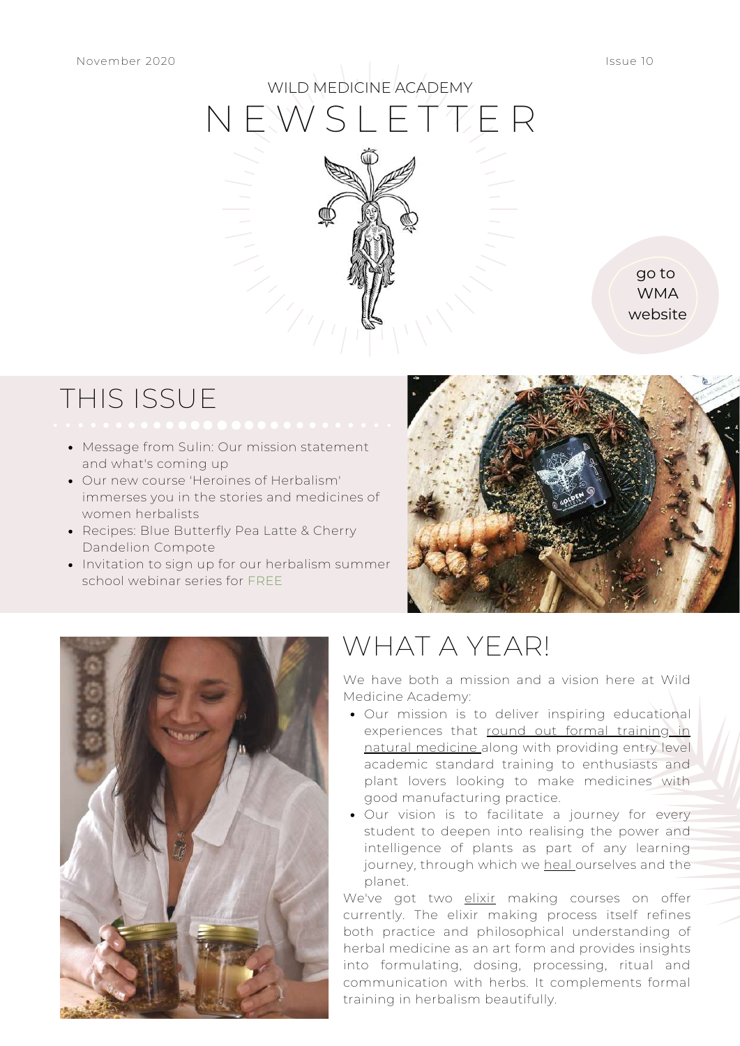November 2020

Issue 10

# WILD MEDICINE ACADEMY NEWSLETTER

go to WMA website

## THIS ISSUE

- Message from Sulin: Our mission statement and what's coming up
- Our new course 'Heroines of Herbalism' immerses you in the stories and medicines of women herbalists
- Recipes: Blue Butterfly Pea Latte & Cherry Dandelion Compote
- Invitation to sign up for our herbalism summer school webinar series for FREE

## WHAT A YEAR!

We have both a mission and a vision here at Wild Medicine Academy:

- Our mission is to deliver inspiring educational experiences that round out formal training in natural medicine along with providing entry level academic standard training to enthusiasts and plant lovers looking to make medicines with good manufacturing practice.
- Our vision is to facilitate a journey for every student to deepen into realising the power and intelligence of plants as part of any learning journey, through which we heal ourselves and the planet.

We've got two elixir making courses on offer currently. The elixir making process itself refines both practice and philosophical understanding of herbal medicine as an art form and provides insights into formulating, dosing, processing, ritual and communication with herbs. It complements formal training in herbalism beautifully.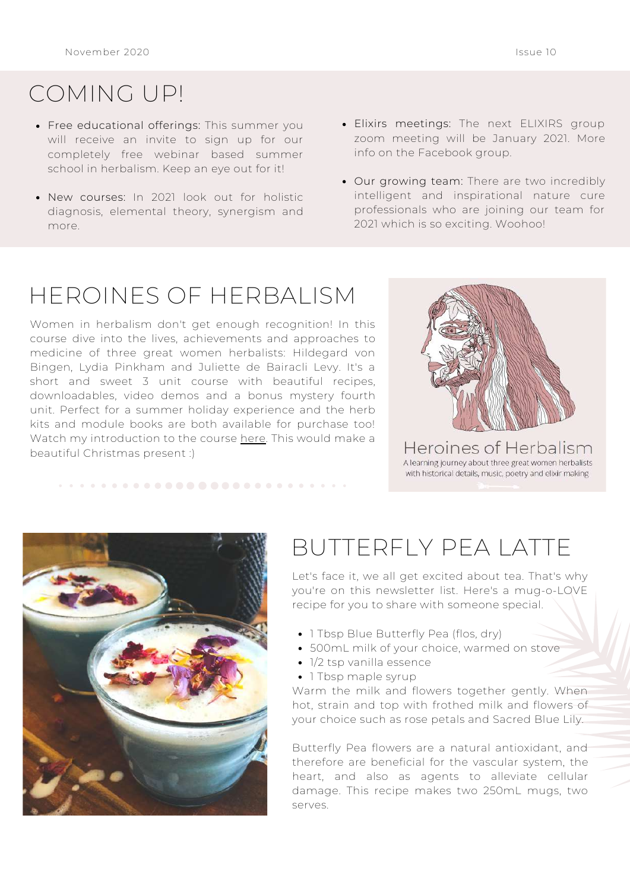# COMING UP!

- Free educational offerings: This summer you will receive an invite to sign up for our completely free webinar based summer school in herbalism. Keep an eye out for it!
- New courses: In 2021 look out for holistic diagnosis, elemental theory, synergism and more.
- Elixirs meetings: The next ELIXIRS group zoom meeting will be January 2021. More info on the Facebook group.
- Our growing team: There are two incredibly intelligent and inspirational nature cure professionals who are joining our team for 2021 which is so exciting. Woohoo!

# HEROINES OF HERBALISM

Women in herbalism don't get enough recognition! In this course dive into the lives, achievements and approaches to medicine of three great women herbalists: Hildegard von Bingen, Lydia Pinkham and Juliette de Bairacli Levy. It's a short and sweet 3 unit course with beautiful recipes, downloadables, video demos and a bonus mystery fourth unit. Perfect for a summer holiday experience and the herb kits and module books are both available for purchase too! Watch my introduction to the course here. This would make a beautiful Christmas present :)

Heroines of Herbalism

A learning journey about three great women herbalists with historical details, music, poetry and elixir making

# BUTTERFLY PEA LATTE

Let's face it, we all get excited about tea. That's why you're on this newsletter list. Here's a mug-o-LOVE recipe for you to share with someone special.

- 1 Tbsp Blue Butterfly Pea (flos, dry)
- 500mL milk of your choice, warmed on stove
- 1/2 tsp vanilla essence
- 1 Tbsp maple syrup

Warm the milk and flowers together gently. When hot, strain and top with frothed milk and flowers of your choice such as rose petals and Sacred Blue Lily.

Butterfly Pea flowers are a natural antioxidant, and therefore are beneficial for the vascular system, the heart, and also as agents to alleviate cellular damage. This recipe makes two 250mL mugs, two serves.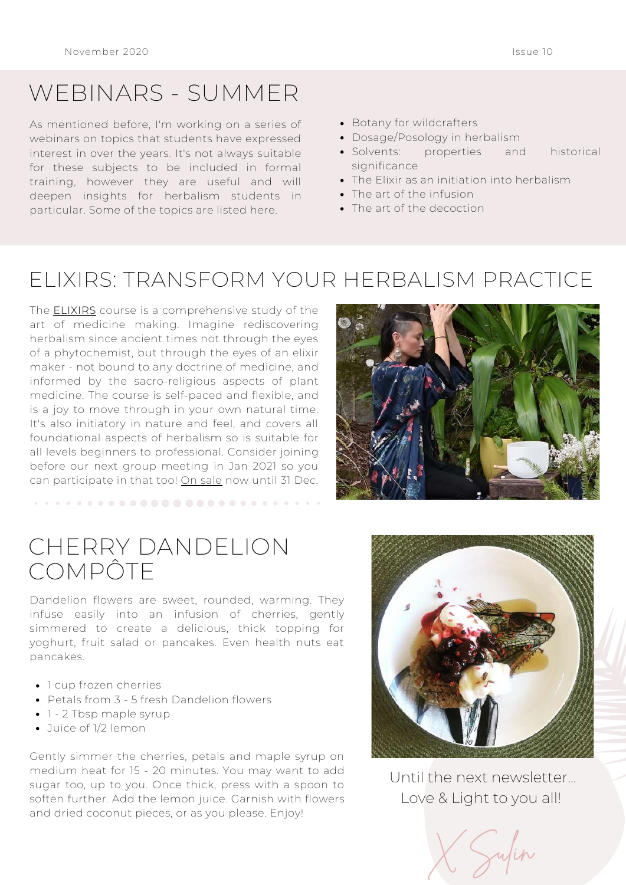# WEBINARS - SUMMER

As mentioned before, I'm working on a series of webinars on topics that students have expressed interest in over the years. It's not always suitable for these subjects to be included in formal training, however they are useful and will deepen insights for herbalism students in particular. Some of the topics are listed here.

- Botany for wildcrafters
- Dosage/Posology in herbalism
- Solvents: properties and historical significance
- The Elixir as an initiation into herbalism
- The art of the infusion
- The art of the decoction

# ELIXIRS: TRANSFORM YOUR HERBALISM PRACTICE

The ELIXIRS course is a comprehensive study of the art of medicine making. Imagine rediscovering herbalism since ancient times not through the eyes of a phytochemist, but through the eyes of an elixir maker - not bound to any doctrine of medicine, and informed by the sacro-religious aspects of plant medicine. The course is self-paced and flexible, and is a joy to move through in your own natural time. It's also initiatory in nature and feel, and covers all foundational aspects of herbalism so is suitable for all levels beginners to professional. Consider joining before our next group meeting in Jan 2021 so you can participate in that too! On sale now until 31 Dec.

# CHERRY DANDELION COMPÔTE

Dandelion flowers are sweet, rounded, warming. They infuse easily into an infusion of cherries, gently simmered to create a delicious, thick topping for yoghurt, fruit salad or pancakes. Even health nuts eat pancakes.

- 1 cup frozen cherries
- Petals from 3 - 5 fresh Dandelion flowers
- 1 - 2 Tbsp maple syrup
- Juice of 1/2 lemon

Gently simmer the cherries, petals and maple syrup on medium heat for 15 - 20 minutes. You may want to add sugar too, up to you. Once thick, press with a spoon to soften further. Add the lemon juice. Garnish with flowers and dried coconut pieces, or as you please. Enjoy!

Until the next newsletter...
Love & Light to you all!

X Sulin